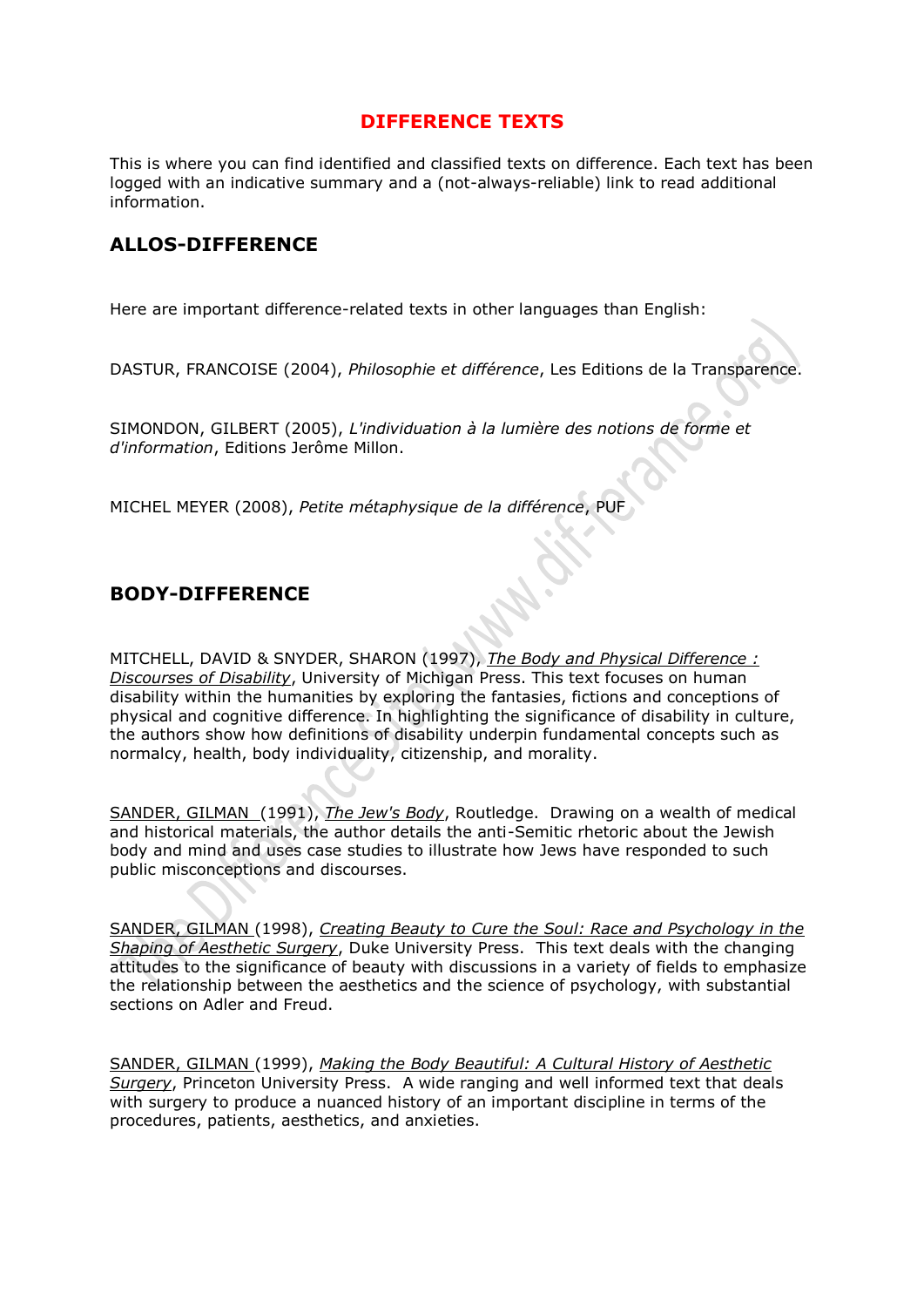# DIFFERENCE TEXTS

This is where you can find identified and classified texts on difference. Each text has been logged with an indicative summary and a (not-always-reliable) link to read additional information.

## ALLOS-DIFFERENCE

Here are important difference-related texts in other languages than English:

DASTUR, FRANCOISE (2004), *Philosophie et différence*, Les Editions de la Transparence.

SIMONDON, GILBERT (2005), *L'individuation à la lumière des notions de forme et d'information*, Editions Jerôme Millon.

MICHEL MEYER (2008), *Petite métaphysique de la différence*, PUF

## BODY-DIFFERENCE

MITCHELL, DAVID & SNYDER, SHARON (1997), *The Body and Physical Difference : Discourses of Disability*, University of Michigan Press. This text focuses on human disability within the humanities by exploring the fantasies, fictions and conceptions of physical and cognitive difference. In highlighting the significance of disability in culture, the authors show how definitions of disability underpin fundamental concepts such as normalcy, health, body individuality, citizenship, and morality.

SANDER, GILMAN (1991), *The Jew's Body*, Routledge. Drawing on a wealth of medical and historical materials, the author details the anti-Semitic rhetoric about the Jewish body and mind and uses case studies to illustrate how Jews have responded to such public misconceptions and discourses.

SANDER, GILMAN (1998), *Creating Beauty to Cure the Soul: Race and Psychology in the Shaping of Aesthetic Surgery*, Duke University Press. This text deals with the changing attitudes to the significance of beauty with discussions in a variety of fields to emphasize the relationship between the aesthetics and the science of psychology, with substantial sections on Adler and Freud.

SANDER, GILMAN (1999), *Making the Body Beautiful: A Cultural History of Aesthetic Surgery*, Princeton University Press. A wide ranging and well informed text that deals with surgery to produce a nuanced history of an important discipline in terms of the procedures, patients, aesthetics, and anxieties.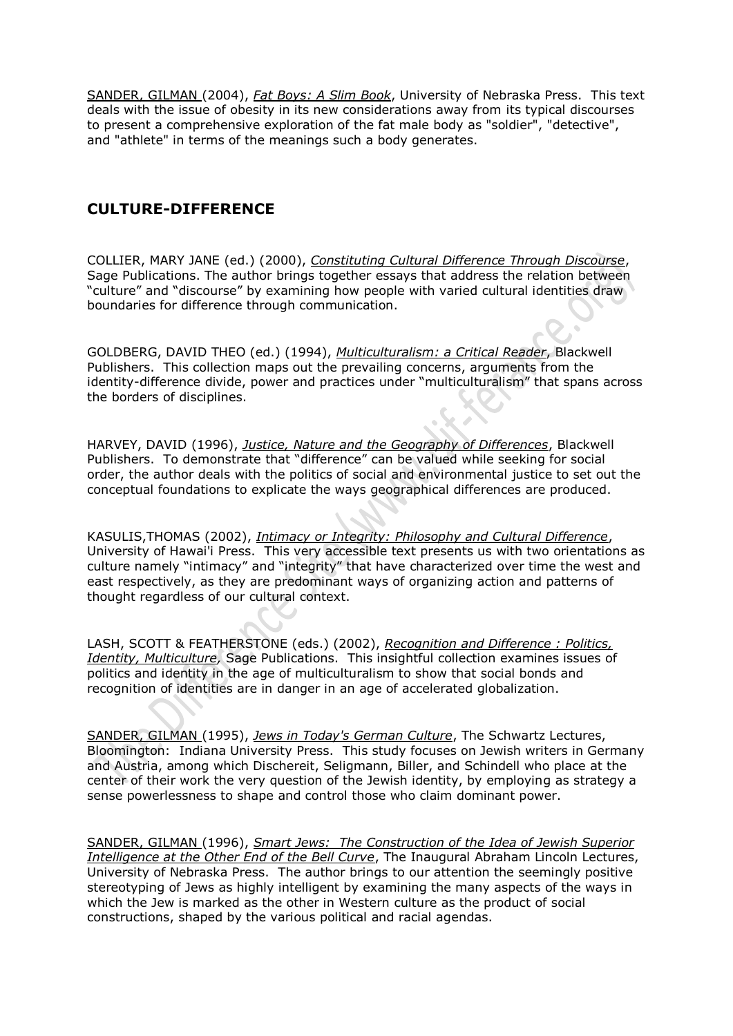<u>SANDER, GILMAN</u> (2004), *<u>Fat Boys: A Slim Book</u>*, University of Nebraska Press. This text deals with the issue of obesity in its new considerations away from its typical discourses to present a comprehensive exploration of the fat male body as "soldier", "detective", and "athlete" in terms of the meanings such a body generates.

## CULTURE-DIFFERENCE

COLLIER, MARY JANE (ed.) (2000), *<u>Constituting Cultural Difference Through Discourse</u>*, Sage Publications. The author brings together essays that address the relation between "culture" and "discourse" by examining how people with varied cultural identities draw boundaries for difference through communication.

GOLDBERG, DAVID THEO (ed.) (1994), *<u>Multiculturalism: a Critical Reader</u>*, Blackwell Publishers. This collection maps out the prevailing concerns, arguments from the identity-difference divide, power and practices under "multiculturalism" that spans across the borders of disciplines.

HARVEY, DAVID (1996), *<u>Justice, Nature and the Geography of Differences</u>*, Blackwell Publishers. To demonstrate that "difference" can be valued while seeking for social order, the author deals with the politics of social and environmental justice to set out the conceptual foundations to explicate the ways geographical differences are produced.

KASULIS,THOMAS (2002), *<u>Intimacy or Integrity: Philosophy and Cultural Difference</u>*, University of Hawai'i Press. This very accessible text presents us with two orientations as culture namely "intimacy" and "integrity" that have characterized over time the west and east respectively, as they are predominant ways of organizing action and patterns of thought regardless of our cultural context.

LASH, SCOTT & FEATHERSTONE (eds.) (2002), *<u>Recognition and Difference : Politics, Identity, Multiculture</u>*, Sage Publications. This insightful collection examines issues of politics and identity in the age of multiculturalism to show that social bonds and recognition of identities are in danger in an age of accelerated globalization.

<u>SANDER, GILMAN</u> (1995), *<u>Jews in Today's German Culture</u>*, The Schwartz Lectures, Bloomington: Indiana University Press. This study focuses on Jewish writers in Germany and Austria, among which Dischereit, Seligmann, Biller, and Schindell who place at the center of their work the very question of the Jewish identity, by employing as strategy a sense powerlessness to shape and control those who claim dominant power.

<u>SANDER, GILMAN</u> (1996), *<u>Smart Jews: The Construction of the Idea of Jewish Superior Intelligence at the Other End of the Bell Curve</u>*, The Inaugural Abraham Lincoln Lectures, University of Nebraska Press. The author brings to our attention the seemingly positive stereotyping of Jews as highly intelligent by examining the many aspects of the ways in which the Jew is marked as the other in Western culture as the product of social constructions, shaped by the various political and racial agendas.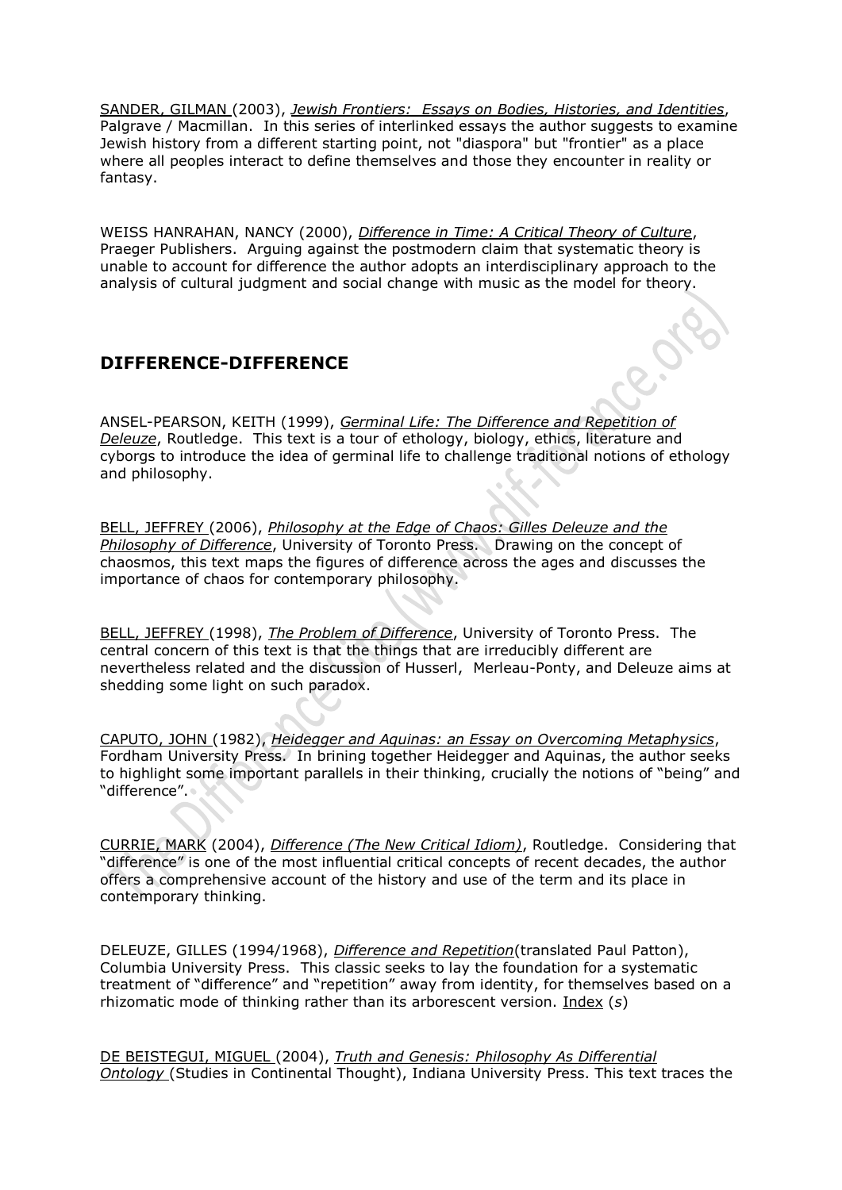SANDER, GILMAN (2003), *Jewish Frontiers: Essays on Bodies, Histories, and Identities*, Palgrave / Macmillan. In this series of interlinked essays the author suggests to examine Jewish history from a different starting point, not "diaspora" but "frontier" as a place where all peoples interact to define themselves and those they encounter in reality or fantasy.

WEISS HANRAHAN, NANCY (2000), *Difference in Time: A Critical Theory of Culture*, Praeger Publishers. Arguing against the postmodern claim that systematic theory is unable to account for difference the author adopts an interdisciplinary approach to the analysis of cultural judgment and social change with music as the model for theory.

## DIFFERENCE-DIFFERENCE

ANSEL-PEARSON, KEITH (1999), *Germinal Life: The Difference and Repetition of Deleuze*, Routledge. This text is a tour of ethology, biology, ethics, literature and cyborgs to introduce the idea of germinal life to challenge traditional notions of ethology and philosophy.

BELL, JEFFREY (2006), *Philosophy at the Edge of Chaos: Gilles Deleuze and the Philosophy of Difference*, University of Toronto Press. Drawing on the concept of chaosmos, this text maps the figures of difference across the ages and discusses the importance of chaos for contemporary philosophy.

BELL, JEFFREY (1998), *The Problem of Difference*, University of Toronto Press. The central concern of this text is that the things that are irreducibly different are nevertheless related and the discussion of Husserl, Merleau-Ponty, and Deleuze aims at shedding some light on such paradox.

CAPUTO, JOHN (1982), *Heidegger and Aquinas: an Essay on Overcoming Metaphysics*, Fordham University Press. In brining together Heidegger and Aquinas, the author seeks to highlight some important parallels in their thinking, crucially the notions of "being" and "difference".

CURRIE, MARK (2004), *Difference (The New Critical Idiom)*, Routledge. Considering that "difference" is one of the most influential critical concepts of recent decades, the author offers a comprehensive account of the history and use of the term and its place in contemporary thinking.

DELEUZE, GILLES (1994/1968), *Difference and Repetition*(translated Paul Patton), Columbia University Press. This classic seeks to lay the foundation for a systematic treatment of "difference" and "repetition" away from identity, for themselves based on a rhizomatic mode of thinking rather than its arborescent version. Index (*s*)

DE BEISTEGUI, MIGUEL (2004), *Truth and Genesis: Philosophy As Differential Ontology* (Studies in Continental Thought), Indiana University Press. This text traces the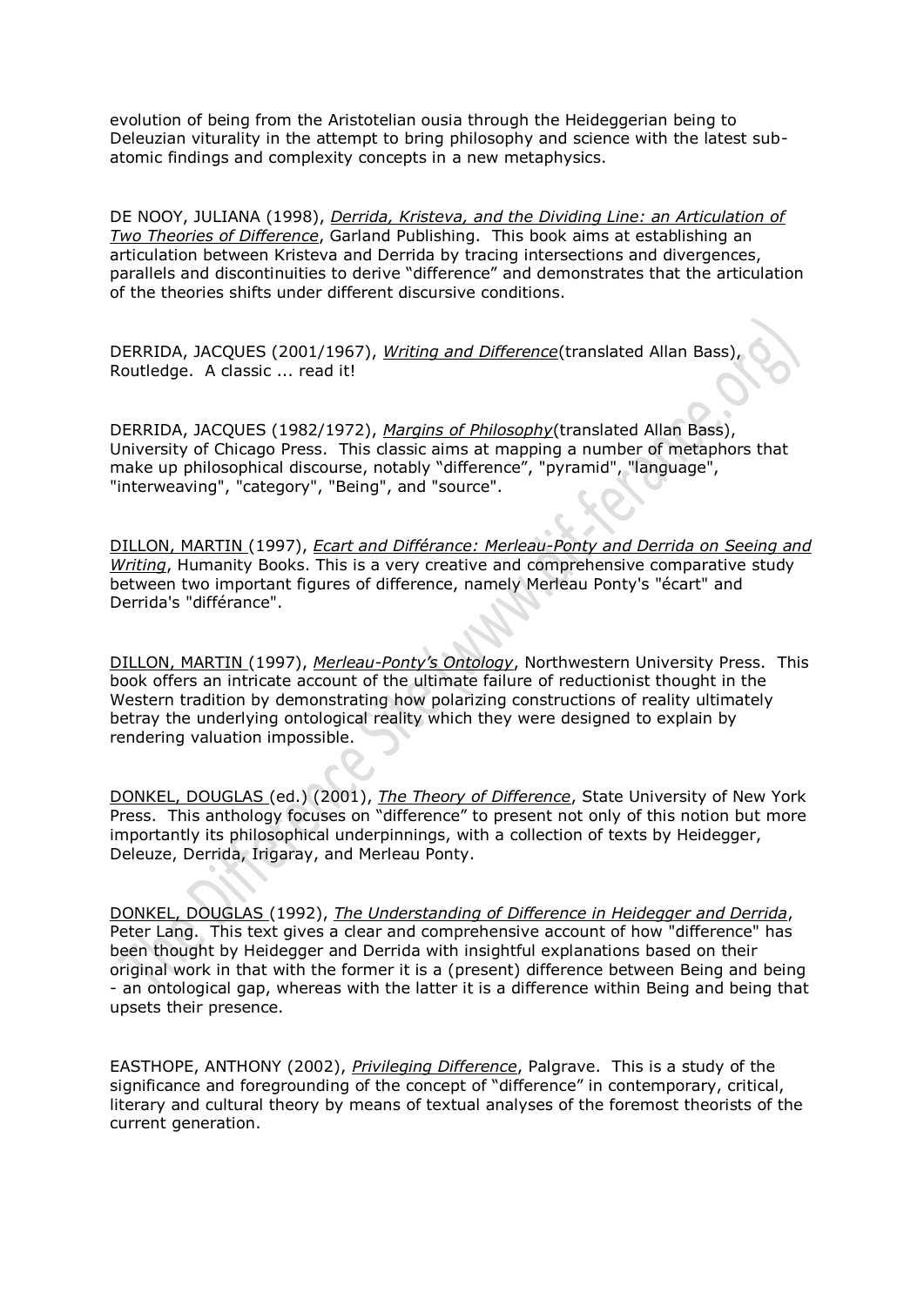evolution of being from the Aristotelian ousia through the Heideggerian being to Deleuzian vituality in the attempt to bring philosophy and science with the latest sub-atomic findings and complexity concepts in a new metaphysics.

DE NOOY, JULIANA (1998), *Derrida, Kristeva, and the Dividing Line: an Articulation of Two Theories of Difference*, Garland Publishing. This book aims at establishing an articulation between Kristeva and Derrida by tracing intersections and divergences, parallels and discontinuities to derive "difference" and demonstrates that the articulation of the theories shifts under different discursive conditions.

DERRIDA, JACQUES (2001/1967), *Writing and Difference*(translated Allan Bass), Routledge. A classic ... read it!

DERRIDA, JACQUES (1982/1972), *Margins of Philosophy*(translated Allan Bass), University of Chicago Press. This classic aims at mapping a number of metaphors that make up philosophical discourse, notably "difference", "pyramid", "language", "interweaving", "category", "Being", and "source".

DILLON, MARTIN (1997), *Ecart and Différance: Merleau-Ponty and Derrida on Seeing and Writing*, Humanity Books. This is a very creative and comprehensive comparative study between two important figures of difference, namely Merleau Ponty's "écart" and Derrida's "différance".

DILLON, MARTIN (1997), *Merleau-Ponty's Ontology*, Northwestern University Press. This book offers an intricate account of the ultimate failure of reductionist thought in the Western tradition by demonstrating how polarizing constructions of reality ultimately betray the underlying ontological reality which they were designed to explain by rendering valuation impossible.

DONKEL, DOUGLAS (ed.) (2001), *The Theory of Difference*, State University of New York Press. This anthology focuses on "difference" to present not only of this notion but more importantly its philosophical underpinnings, with a collection of texts by Heidegger, Deleuze, Derrida, Irigaray, and Merleau Ponty.

DONKEL, DOUGLAS (1992), *The Understanding of Difference in Heidegger and Derrida*, Peter Lang. This text gives a clear and comprehensive account of how "difference" has been thought by Heidegger and Derrida with insightful explanations based on their original work in that with the former it is a (present) difference between Being and being - an ontological gap, whereas with the latter it is a difference within Being and being that upsets their presence.

EASTHOPE, ANTHONY (2002), *Privileging Difference*, Palgrave. This is a study of the significance and foregrounding of the concept of "difference" in contemporary, critical, literary and cultural theory by means of textual analyses of the foremost theorists of the current generation.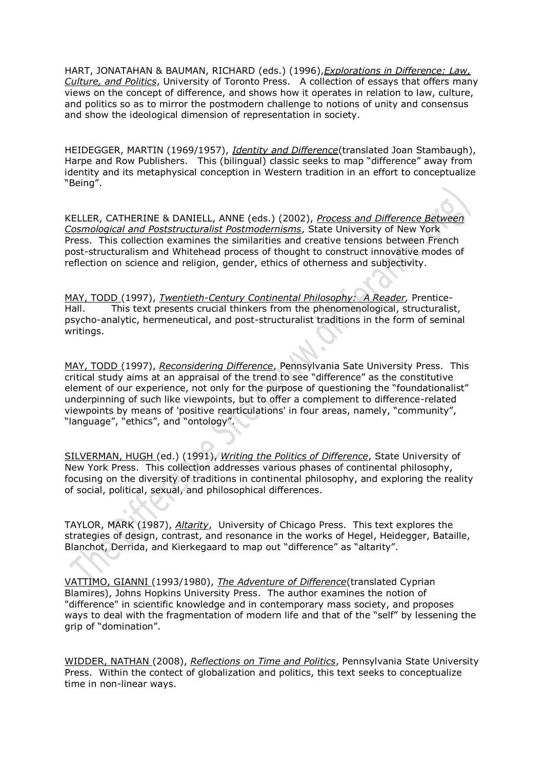HART, JONATAHAN & BAUMAN, RICHARD (eds.) (1996),*Explorations in Difference: Law, Culture, and Politics*, University of Toronto Press. A collection of essays that offers many views on the concept of difference, and shows how it operates in relation to law, culture, and politics so as to mirror the postmodern challenge to notions of unity and consensus and show the ideological dimension of representation in society.

HEIDEGGER, MARTIN (1969/1957), *Identity and Difference*(translated Joan Stambaugh), Harpe and Row Publishers. This (bilingual) classic seeks to map "difference" away from identity and its metaphysical conception in Western tradition in an effort to conceptualize "Being".

KELLER, CATHERINE & DANIELL, ANNE (eds.) (2002), *Process and Difference Between Cosmological and Poststructuralist Postmodernisms*, State University of New York Press. This collection examines the similarities and creative tensions between French post-structuralism and Whitehead process of thought to construct innovative modes of reflection on science and religion, gender, ethics of otherness and subjectivity.

MAY, TODD (1997), *Twentieth-Century Continental Philosophy: A Reader,* Prentice-Hall. This text presents crucial thinkers from the phenomenological, structuralist, psycho-analytic, hermeneutical, and post-structuralist traditions in the form of seminal writings.

MAY, TODD (1997), *Reconsidering Difference*, Pennsylvania Sate University Press. This critical study aims at an appraisal of the trend to see "difference" as the constitutive element of our experience, not only for the purpose of questioning the "foundationalist" underpinning of such like viewpoints, but to offer a complement to difference-related viewpoints by means of 'positive rearticulations' in four areas, namely, "community", "language", "ethics", and "ontology".

SILVERMAN, HUGH (ed.) (1991), *Writing the Politics of Difference*, State University of New York Press. This collection addresses various phases of continental philosophy, focusing on the diversity of traditions in continental philosophy, and exploring the reality of social, political, sexual, and philosophical differences.

TAYLOR, MARK (1987), *Altarity*, University of Chicago Press. This text explores the strategies of design, contrast, and resonance in the works of Hegel, Heidegger, Bataille, Blanchot, Derrida, and Kierkegaard to map out "difference" as "altarity".

VATTIMO, GIANNI (1993/1980), *The Adventure of Difference*(translated Cyprian Blamires), Johns Hopkins University Press. The author examines the notion of "difference" in scientific knowledge and in contemporary mass society, and proposes ways to deal with the fragmentation of modern life and that of the "self" by lessening the grip of "domination".

WIDDER, NATHAN (2008), *Reflections on Time and Politics*, Pennsylvania State University Press. Within the contect of globalization and politics, this text seeks to conceptualize time in non-linear ways.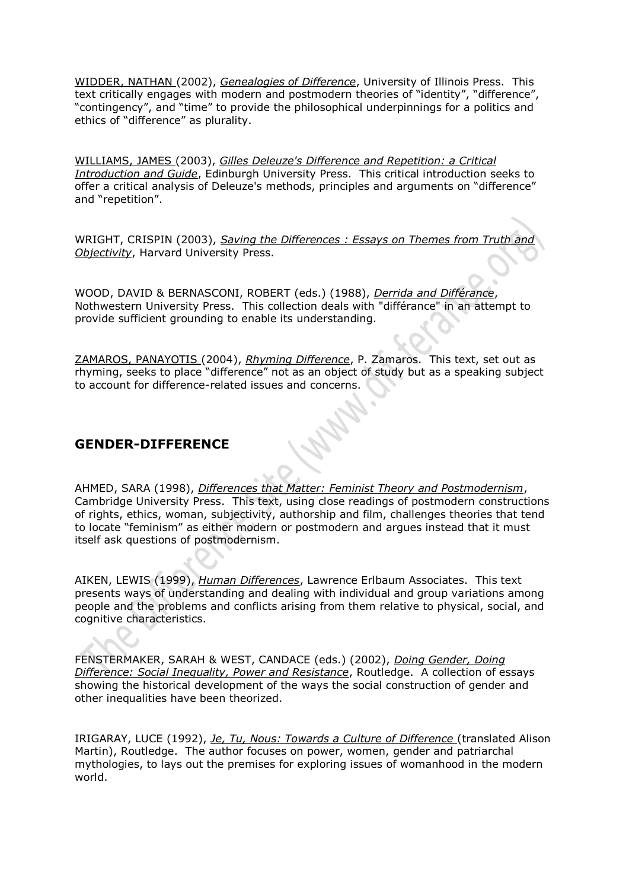WIDDER, NATHAN (2002), *Genealogies of Difference*, University of Illinois Press. This text critically engages with modern and postmodern theories of "identity", "difference", "contingency", and "time" to provide the philosophical underpinnings for a politics and ethics of "difference" as plurality.

WILLIAMS, JAMES (2003), *Gilles Deleuze's Difference and Repetition: a Critical Introduction and Guide*, Edinburgh University Press. This critical introduction seeks to offer a critical analysis of Deleuze's methods, principles and arguments on "difference" and "repetition".

WRIGHT, CRISPIN (2003), *Saving the Differences : Essays on Themes from Truth and Objectivity*, Harvard University Press.

WOOD, DAVID & BERNASCONI, ROBERT (eds.) (1988), *Derrida and Différance*, Nothwestern University Press. This collection deals with "différance" in an attempt to provide sufficient grounding to enable its understanding.

ZAMAROS, PANAYOTIS (2004), *Rhyming Difference*, P. Zamaros. This text, set out as rhyming, seeks to place "difference" not as an object of study but as a speaking subject to account for difference-related issues and concerns.

## GENDER-DIFFERENCE

AHMED, SARA (1998), *Differences that Matter: Feminist Theory and Postmodernism*, Cambridge University Press. This text, using close readings of postmodern constructions of rights, ethics, woman, subjectivity, authorship and film, challenges theories that tend to locate "feminism" as either modern or postmodern and argues instead that it must itself ask questions of postmodernism.

AIKEN, LEWIS (1999), *Human Differences*, Lawrence Erlbaum Associates. This text presents ways of understanding and dealing with individual and group variations among people and the problems and conflicts arising from them relative to physical, social, and cognitive characteristics.

FENSTERMAKER, SARAH & WEST, CANDACE (eds.) (2002), *Doing Gender, Doing Difference: Social Inequality, Power and Resistance*, Routledge. A collection of essays showing the historical development of the ways the social construction of gender and other inequalities have been theorized.

IRIGARAY, LUCE (1992), *Je, Tu, Nous: Towards a Culture of Difference* (translated Alison Martin), Routledge. The author focuses on power, women, gender and patriarchal mythologies, to lays out the premises for exploring issues of womanhood in the modern world.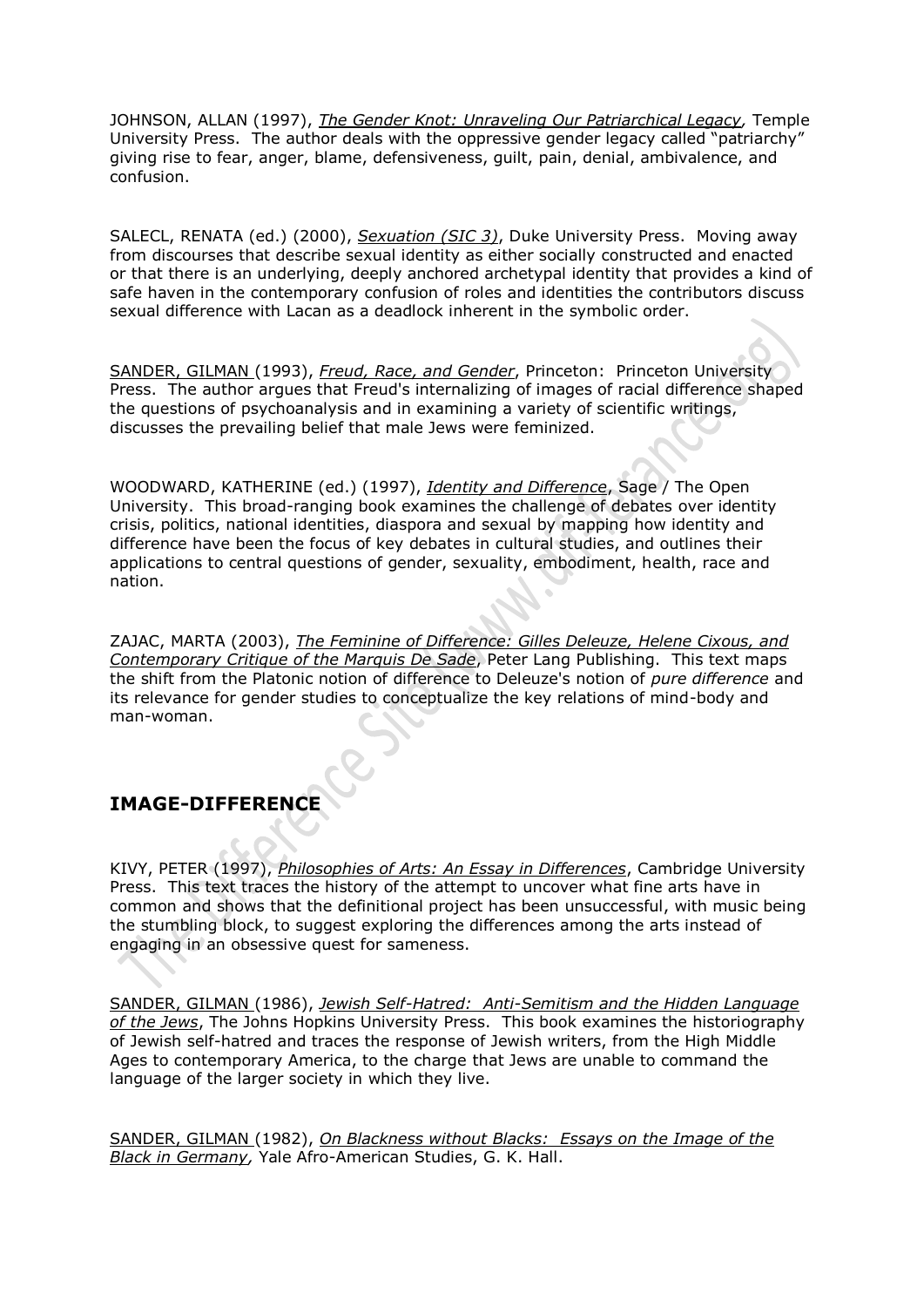JOHNSON, ALLAN (1997), *The Gender Knot: Unraveling Our Patriarchical Legacy*, Temple University Press. The author deals with the oppressive gender legacy called "patriarchy" giving rise to fear, anger, blame, defensiveness, guilt, pain, denial, ambivalence, and confusion.

SALECL, RENATA (ed.) (2000), *Sexuation (SIC 3)*, Duke University Press. Moving away from discourses that describe sexual identity as either socially constructed and enacted or that there is an underlying, deeply anchored archetypal identity that provides a kind of safe haven in the contemporary confusion of roles and identities the contributors discuss sexual difference with Lacan as a deadlock inherent in the symbolic order.

SANDER, GILMAN (1993), *Freud, Race, and Gender*, Princeton: Princeton University Press. The author argues that Freud's internalizing of images of racial difference shaped the questions of psychoanalysis and in examining a variety of scientific writings, discusses the prevailing belief that male Jews were feminized.

WOODWARD, KATHERINE (ed.) (1997), *Identity and Difference*, Sage / The Open University. This broad-ranging book examines the challenge of debates over identity crisis, politics, national identities, diaspora and sexual by mapping how identity and difference have been the focus of key debates in cultural studies, and outlines their applications to central questions of gender, sexuality, embodiment, health, race and nation.

ZAJAC, MARTA (2003), *The Feminine of Difference: Gilles Deleuze, Helene Cixous, and Contemporary Critique of the Marquis De Sade*, Peter Lang Publishing. This text maps the shift from the Platonic notion of difference to Deleuze's notion of *pure difference* and its relevance for gender studies to conceptualize the key relations of mind-body and man-woman.

## IMAGE-DIFFERENCE

KIVY, PETER (1997), *Philosophies of Arts: An Essay in Differences*, Cambridge University Press. This text traces the history of the attempt to uncover what fine arts have in common and shows that the definitional project has been unsuccessful, with music being the stumbling block, to suggest exploring the differences among the arts instead of engaging in an obsessive quest for sameness.

SANDER, GILMAN (1986), *Jewish Self-Hatred: Anti-Semitism and the Hidden Language of the Jews*, The Johns Hopkins University Press. This book examines the historiography of Jewish self-hatred and traces the response of Jewish writers, from the High Middle Ages to contemporary America, to the charge that Jews are unable to command the language of the larger society in which they live.

SANDER, GILMAN (1982), *On Blackness without Blacks: Essays on the Image of the Black in Germany*, Yale Afro-American Studies, G. K. Hall.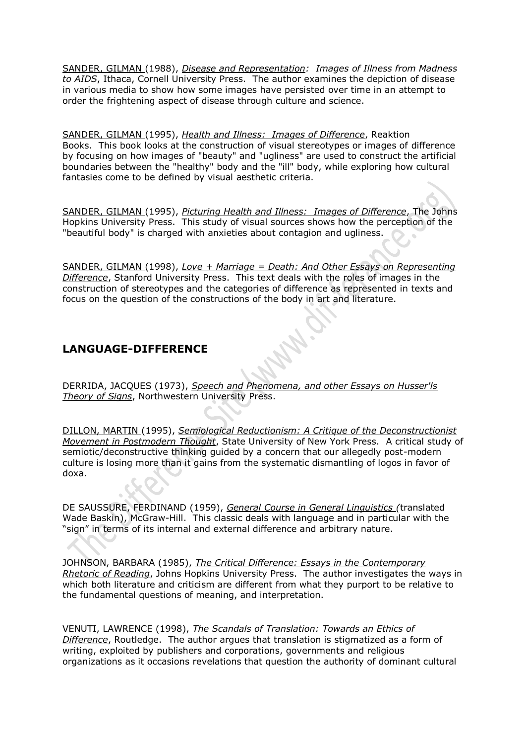SANDER, GILMAN (1988), *Disease and Representation: Images of Illness from Madness to AIDS*, Ithaca, Cornell University Press. The author examines the depiction of disease in various media to show how some images have persisted over time in an attempt to order the frightening aspect of disease through culture and science.

SANDER, GILMAN (1995), *Health and Illness: Images of Difference*, Reaktion Books. This book looks at the construction of visual stereotypes or images of difference by focusing on how images of "beauty" and "ugliness" are used to construct the artificial boundaries between the "healthy" body and the "ill" body, while exploring how cultural fantasies come to be defined by visual aesthetic criteria.

SANDER, GILMAN (1995), *Picturing Health and Illness: Images of Difference*, The Johns Hopkins University Press. This study of visual sources shows how the perception of the "beautiful body" is charged with anxieties about contagion and ugliness.

SANDER, GILMAN (1998), *Love + Marriage = Death: And Other Essays on Representing Difference*, Stanford University Press. This text deals with the roles of images in the construction of stereotypes and the categories of difference as represented in texts and focus on the question of the constructions of the body in art and literature.

## LANGUAGE-DIFFERENCE

DERRIDA, JACQUES (1973), *Speech and Phenomena, and other Essays on Husser'ls Theory of Signs*, Northwestern University Press.

DILLON, MARTIN (1995), *Semiological Reductionism: A Critique of the Deconstructionist Movement in Postmodern Thought*, State University of New York Press. A critical study of semiotic/deconstructive thinking guided by a concern that our allegedly post-modern culture is losing more than it gains from the systematic dismantling of logos in favor of doxa.

DE SAUSSURE, FERDINAND (1959), *General Course in General Linguistics* (translated Wade Baskin), McGraw-Hill. This classic deals with language and in particular with the "sign" in terms of its internal and external difference and arbitrary nature.

JOHNSON, BARBARA (1985), *The Critical Difference: Essays in the Contemporary Rhetoric of Reading*, Johns Hopkins University Press. The author investigates the ways in which both literature and criticism are different from what they purport to be relative to the fundamental questions of meaning, and interpretation.

VENUTI, LAWRENCE (1998), *The Scandals of Translation: Towards an Ethics of Difference*, Routledge. The author argues that translation is stigmatized as a form of writing, exploited by publishers and corporations, governments and religious organizations as it occasions revelations that question the authority of dominant cultural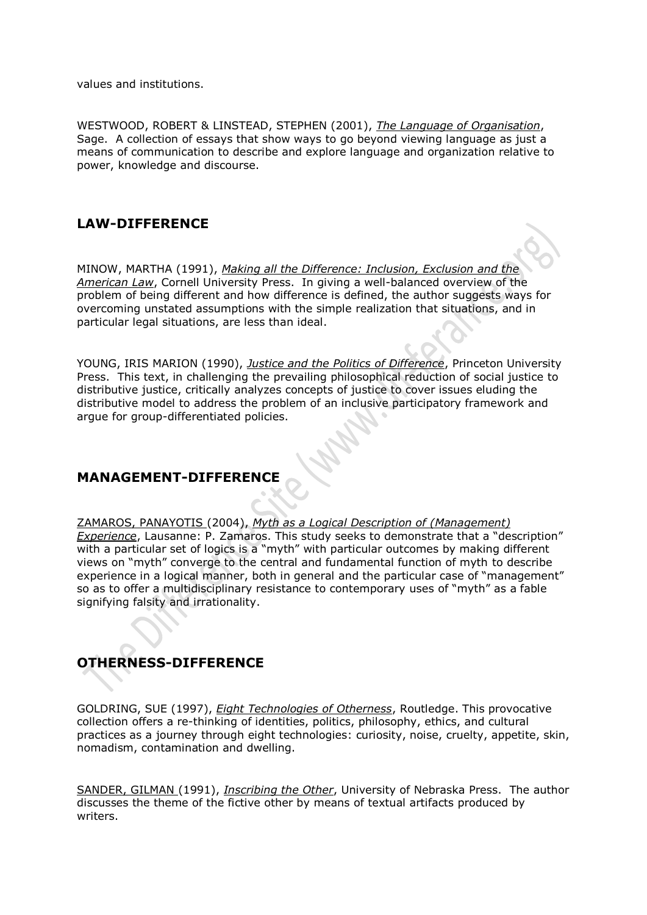values and institutions.

WESTWOOD, ROBERT & LINSTEAD, STEPHEN (2001), *The Language of Organisation*, Sage. A collection of essays that show ways to go beyond viewing language as just a means of communication to describe and explore language and organization relative to power, knowledge and discourse.

## LAW-DIFFERENCE

MINOW, MARTHA (1991), *Making all the Difference: Inclusion, Exclusion and the American Law*, Cornell University Press. In giving a well-balanced overview of the problem of being different and how difference is defined, the author suggests ways for overcoming unstated assumptions with the simple realization that situations, and in particular legal situations, are less than ideal.

YOUNG, IRIS MARION (1990), *Justice and the Politics of Difference*, Princeton University Press. This text, in challenging the prevailing philosophical reduction of social justice to distributive justice, critically analyzes concepts of justice to cover issues eluding the distributive model to address the problem of an inclusive participatory framework and argue for group-differentiated policies.

## MANAGEMENT-DIFFERENCE

ZAMAROS, PANAYOTIS (2004), *Myth as a Logical Description of (Management) Experience*, Lausanne: P. Zamaros. This study seeks to demonstrate that a "description" with a particular set of logics is a "myth" with particular outcomes by making different views on "myth" converge to the central and fundamental function of myth to describe experience in a logical manner, both in general and the particular case of "management" so as to offer a multidisciplinary resistance to contemporary uses of "myth" as a fable signifying falsity and irrationality.

## OTHERNESS-DIFFERENCE

GOLDRING, SUE (1997), *Eight Technologies of Otherness*, Routledge. This provocative collection offers a re-thinking of identities, politics, philosophy, ethics, and cultural practices as a journey through eight technologies: curiosity, noise, cruelty, appetite, skin, nomadism, contamination and dwelling.

SANDER, GILMAN (1991), *Inscribing the Other*, University of Nebraska Press. The author discusses the theme of the fictive other by means of textual artifacts produced by writers.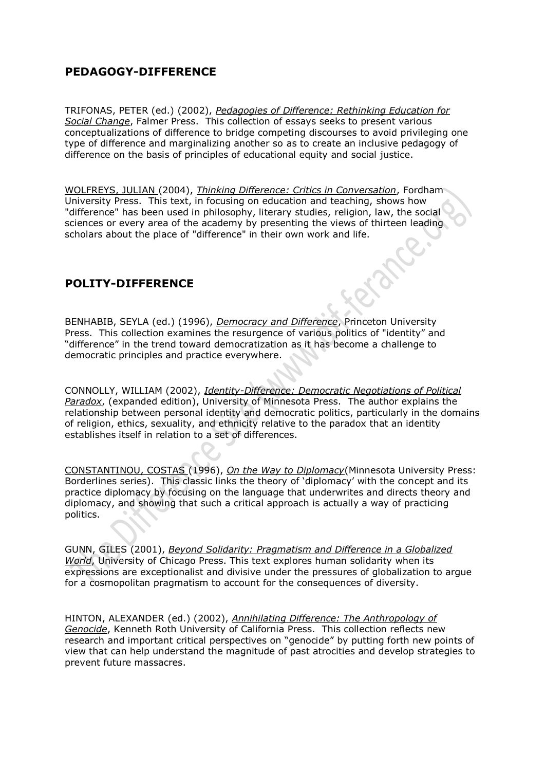## PEDAGOGY-DIFFERENCE

TRIFONAS, PETER (ed.) (2002), *Pedagogies of Difference: Rethinking Education for Social Change*, Falmer Press. This collection of essays seeks to present various conceptualizations of difference to bridge competing discourses to avoid privileging one type of difference and marginalizing another so as to create an inclusive pedagogy of difference on the basis of principles of educational equity and social justice.

WOLFREYS, JULIAN (2004), *Thinking Difference: Critics in Conversation*, Fordham University Press. This text, in focusing on education and teaching, shows how "difference" has been used in philosophy, literary studies, religion, law, the social sciences or every area of the academy by presenting the views of thirteen leading scholars about the place of "difference" in their own work and life.

## POLITY-DIFFERENCE

BENHABIB, SEYLA (ed.) (1996), *Democracy and Difference*, Princeton University Press. This collection examines the resurgence of various politics of "identity" and "difference" in the trend toward democratization as it has become a challenge to democratic principles and practice everywhere.

CONNOLLY, WILLIAM (2002), *Identity-Difference: Democratic Negotiations of Political Paradox*, (expanded edition), University of Minnesota Press. The author explains the relationship between personal identity and democratic politics, particularly in the domains of religion, ethics, sexuality, and ethnicity relative to the paradox that an identity establishes itself in relation to a set of differences.

CONSTANTINOU, COSTAS (1996), *On the Way to Diplomacy*(Minnesota University Press: Borderlines series). This classic links the theory of 'diplomacy' with the concept and its practice diplomacy by focusing on the language that underwrites and directs theory and diplomacy, and showing that such a critical approach is actually a way of practicing politics.

GUNN, GILES (2001), *Beyond Solidarity: Pragmatism and Difference in a Globalized World*, University of Chicago Press. This text explores human solidarity when its expressions are exceptionalist and divisive under the pressures of globalization to argue for a cosmopolitan pragmatism to account for the consequences of diversity.

HINTON, ALEXANDER (ed.) (2002), *Annihilating Difference: The Anthropology of Genocide*, Kenneth Roth University of California Press. This collection reflects new research and important critical perspectives on "genocide" by putting forth new points of view that can help understand the magnitude of past atrocities and develop strategies to prevent future massacres.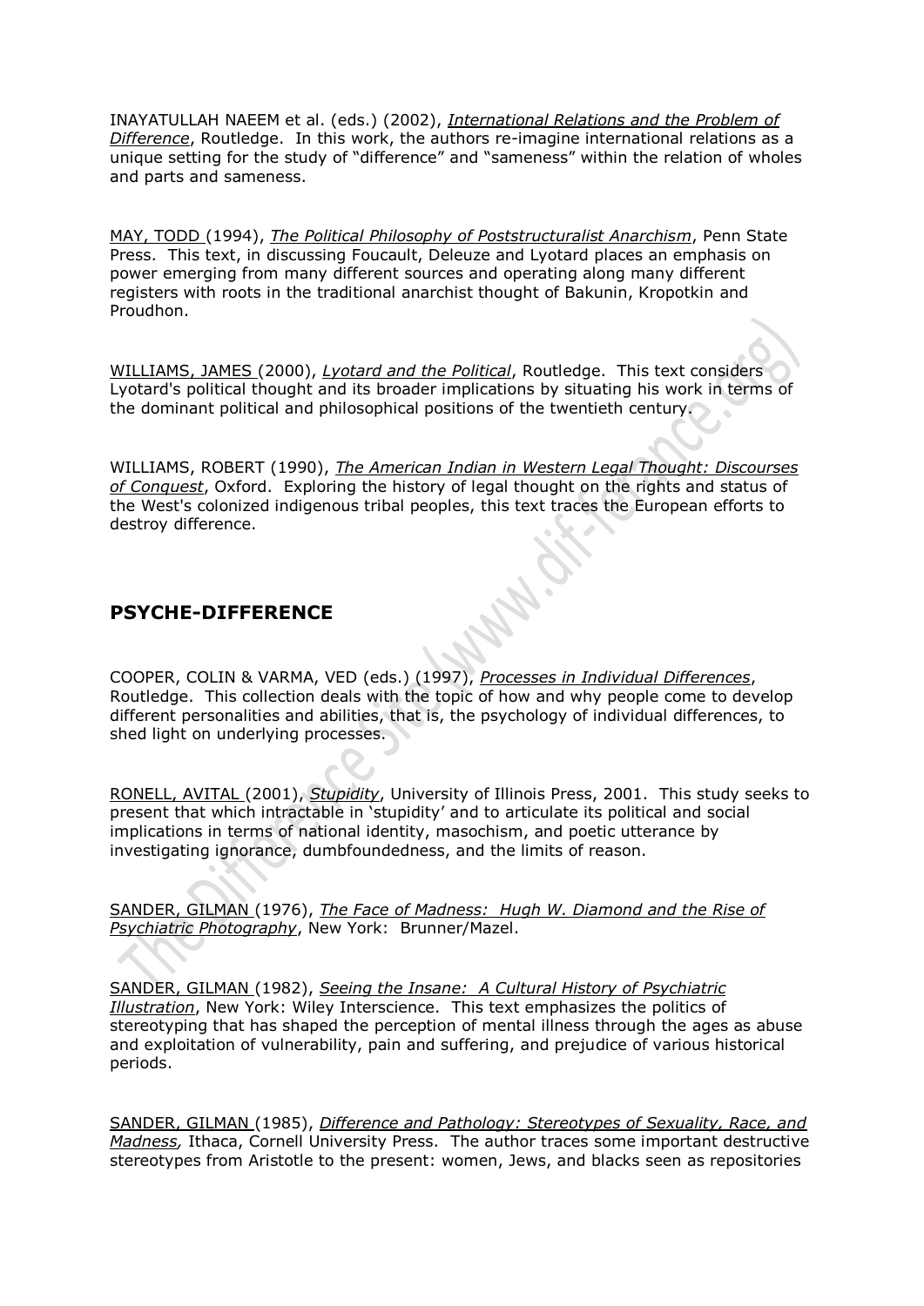INAYATULLAH NAEEM et al. (eds.) (2002), *International Relations and the Problem of Difference*, Routledge. In this work, the authors re-imagine international relations as a unique setting for the study of "difference" and "sameness" within the relation of wholes and parts and sameness.

MAY, TODD (1994), *The Political Philosophy of Poststructuralist Anarchism*, Penn State Press. This text, in discussing Foucault, Deleuze and Lyotard places an emphasis on power emerging from many different sources and operating along many different registers with roots in the traditional anarchist thought of Bakunin, Kropotkin and Proudhon.

WILLIAMS, JAMES (2000), *Lyotard and the Political*, Routledge. This text considers Lyotard's political thought and its broader implications by situating his work in terms of the dominant political and philosophical positions of the twentieth century.

WILLIAMS, ROBERT (1990), *The American Indian in Western Legal Thought: Discourses of Conquest*, Oxford. Exploring the history of legal thought on the rights and status of the West's colonized indigenous tribal peoples, this text traces the European efforts to destroy difference.

## PSYCHE-DIFFERENCE

COOPER, COLIN & VARMA, VED (eds.) (1997), *Processes in Individual Differences*, Routledge. This collection deals with the topic of how and why people come to develop different personalities and abilities, that is, the psychology of individual differences, to shed light on underlying processes.

RONELL, AVITAL (2001), *Stupidity*, University of Illinois Press, 2001. This study seeks to present that which intractable in 'stupidity' and to articulate its political and social implications in terms of national identity, masochism, and poetic utterance by investigating ignorance, dumbfoundedness, and the limits of reason.

SANDER, GILMAN (1976), *The Face of Madness: Hugh W. Diamond and the Rise of Psychiatric Photography*, New York: Brunner/Mazel.

SANDER, GILMAN (1982), *Seeing the Insane: A Cultural History of Psychiatric Illustration*, New York: Wiley Interscience. This text emphasizes the politics of stereotyping that has shaped the perception of mental illness through the ages as abuse and exploitation of vulnerability, pain and suffering, and prejudice of various historical periods.

SANDER, GILMAN (1985), *Difference and Pathology: Stereotypes of Sexuality, Race, and Madness,* Ithaca, Cornell University Press. The author traces some important destructive stereotypes from Aristotle to the present: women, Jews, and blacks seen as repositories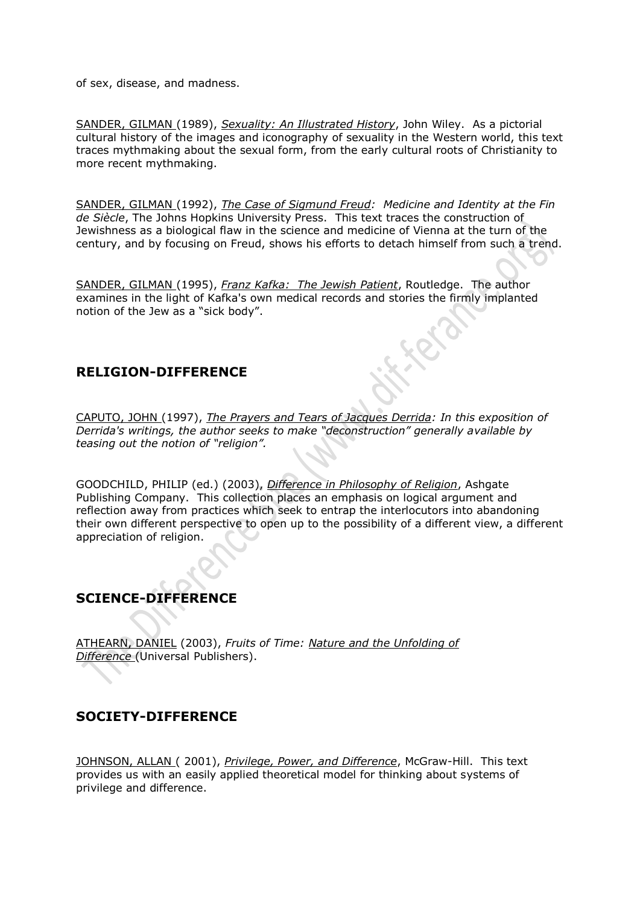of sex, disease, and madness.

SANDER, GILMAN (1989), *Sexuality: An Illustrated History*, John Wiley. As a pictorial cultural history of the images and iconography of sexuality in the Western world, this text traces mythmaking about the sexual form, from the early cultural roots of Christianity to more recent mythmaking.

SANDER, GILMAN (1992), *The Case of Sigmund Freud: Medicine and Identity at the Fin de Siècle*, The Johns Hopkins University Press. This text traces the construction of Jewishness as a biological flaw in the science and medicine of Vienna at the turn of the century, and by focusing on Freud, shows his efforts to detach himself from such a trend.

SANDER, GILMAN (1995), *Franz Kafka: The Jewish Patient*, Routledge. The author examines in the light of Kafka's own medical records and stories the firmly implanted notion of the Jew as a "sick body".

## RELIGION-DIFFERENCE

CAPUTO, JOHN (1997), *The Prayers and Tears of Jacques Derrida: In this exposition of Derrida's writings, the author seeks to make "deconstruction" generally available by teasing out the notion of "religion".*

GOODCHILD, PHILIP (ed.) (2003), *Difference in Philosophy of Religion*, Ashgate Publishing Company. This collection places an emphasis on logical argument and reflection away from practices which seek to entrap the interlocutors into abandoning their own different perspective to open up to the possibility of a different view, a different appreciation of religion.

## SCIENCE-DIFFERENCE

ATHEARN, DANIEL (2003), *Fruits of Time: Nature and the Unfolding of Difference* (Universal Publishers).

## SOCIETY-DIFFERENCE

JOHNSON, ALLAN ( 2001), *Privilege, Power, and Difference*, McGraw-Hill. This text provides us with an easily applied theoretical model for thinking about systems of privilege and difference.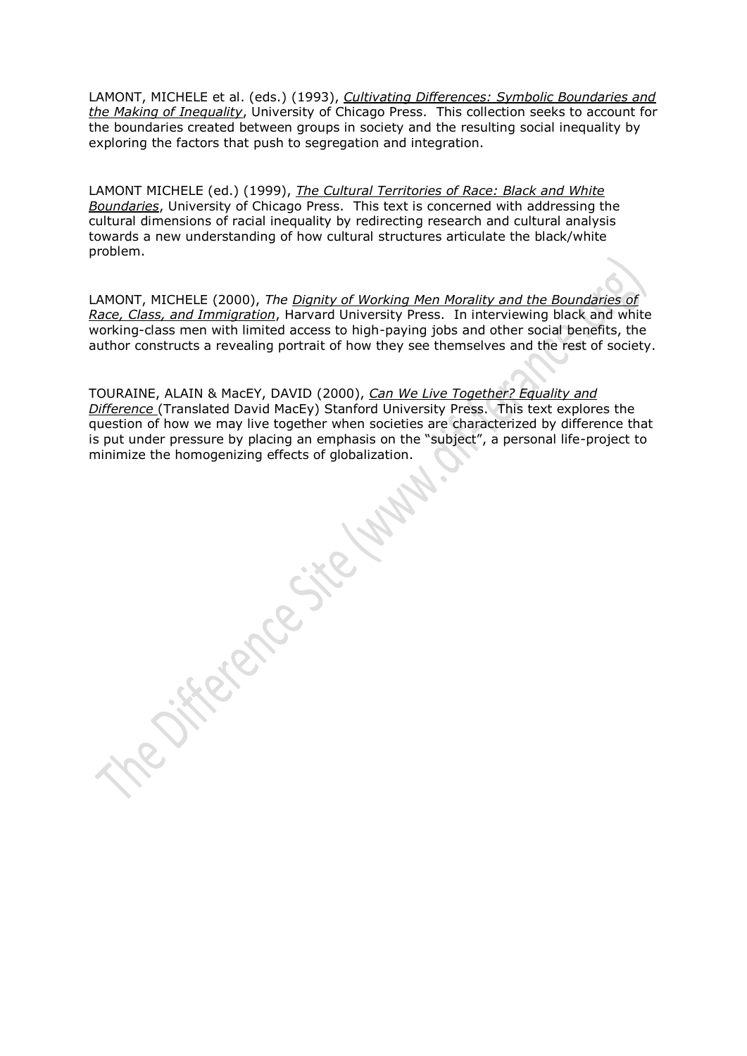LAMONT, MICHELE et al. (eds.) (1993), *Cultivating Differences: Symbolic Boundaries and the Making of Inequality*, University of Chicago Press. This collection seeks to account for the boundaries created between groups in society and the resulting social inequality by exploring the factors that push to segregation and integration.

LAMONT MICHELE (ed.) (1999), *The Cultural Territories of Race: Black and White Boundaries*, University of Chicago Press. This text is concerned with addressing the cultural dimensions of racial inequality by redirecting research and cultural analysis towards a new understanding of how cultural structures articulate the black/white problem.

LAMONT, MICHELE (2000), *The Dignity of Working Men Morality and the Boundaries of Race, Class, and Immigration*, Harvard University Press. In interviewing black and white working-class men with limited access to high-paying jobs and other social benefits, the author constructs a revealing portrait of how they see themselves and the rest of society.

TOURAINE, ALAIN & MacEY, DAVID (2000), *Can We Live Together? Equality and Difference* (Translated David MacEy) Stanford University Press. This text explores the question of how we may live together when societies are characterized by difference that is put under pressure by placing an emphasis on the "subject", a personal life-project to minimize the homogenizing effects of globalization.